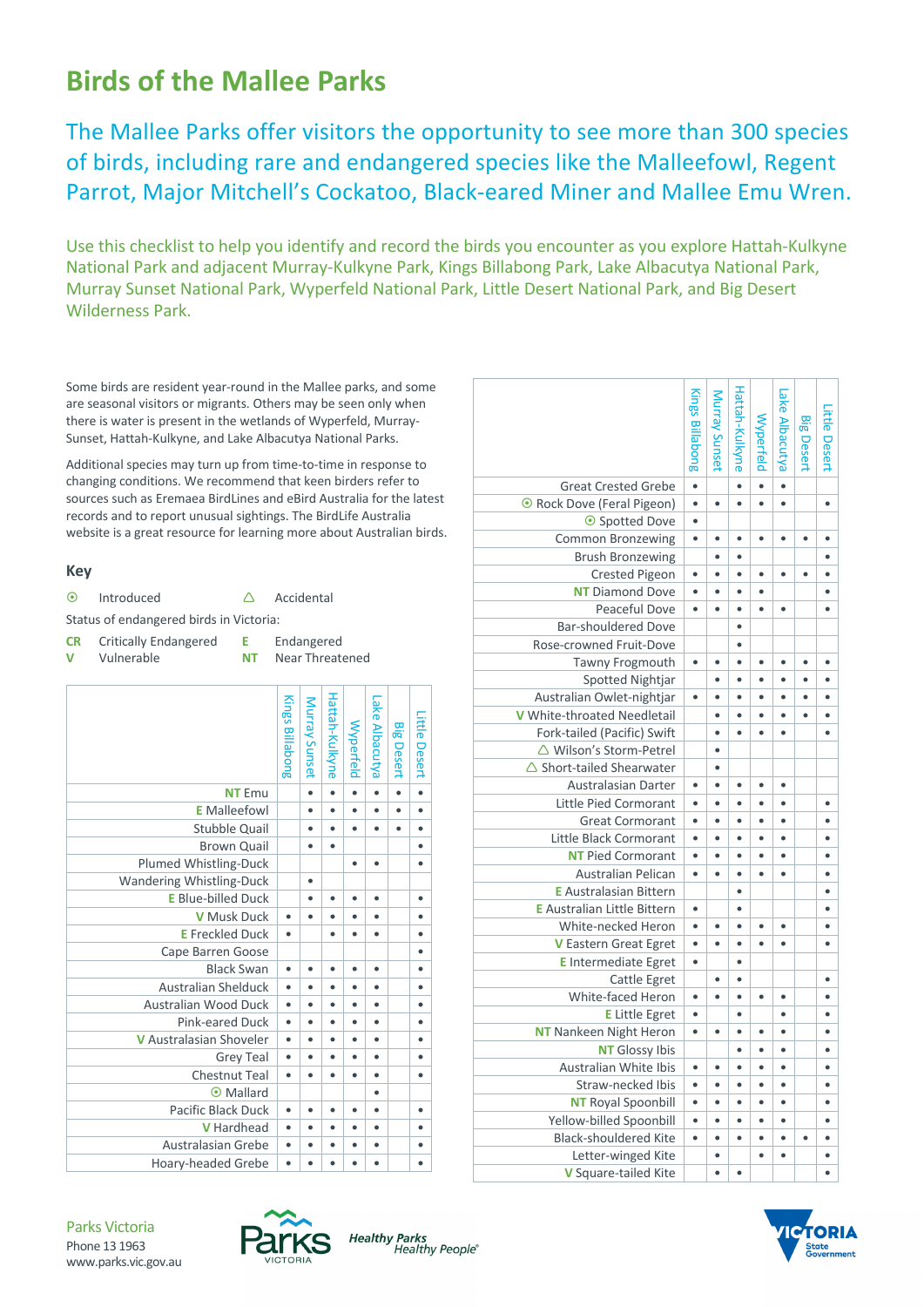# Birds of the Mallee Parks

## The Mallee Parks offer visitors the opportunity to see more than 300 species of birds, including rare and endangered species like the Malleefowl, Regent Parrot, Major Mitchell's Cockatoo, Black-eared Miner and Mallee Emu Wren.

Use this checklist to help you identify and record the birds you encounter as you explore Hattah-Kulkyne National Park and adjacent Murray-Kulkyne Park, Kings Billabong Park, Lake Albacutya National Park, Murray Sunset National Park, Wyperfeld National Park, Little Desert National Park, and Big Desert Wilderness Park.

Some birds are resident year-round in the Mallee parks, and some are seasonal visitors or migrants. Others may be seen only when there is water is present in the wetlands of Wyperfeld, Murray-Sunset, Hattah-Kulkyne, and Lake Albacutya National Parks.

Additional species may turn up from time-to-time in response to changing conditions. We recommend that keen birders refer to sources such as Eremaea BirdLines and eBird Australia for the latest records and to report unusual sightings. The BirdLife Australia website is a great resource for learning more about Australian birds.

### Key

⦿ Introduced

△ Accidental

Status of endangered birds in Victoria:

**CR** Critically Endangered

**E** Endangered

**V** Vulnerable

**NT** Near Threatened

| | Kings Billabong | Murray Sunset | Hattah-Kulkyne | Wyperfeld | Lake Albacutya | Big Desert | Little Desert |
|---|---|---|---|---|---|---|---|
| **NT** Emu | | • | • | • | • | • | • |
| **E** Malleefowl | | • | • | • | • | • | • |
| Stubble Quail | | • | • | • | • | • | • |
| Brown Quail | | • | • | | | | • |
| Plumed Whistling-Duck | | | | • | • | | • |
| Wandering Whistling-Duck | | • | | | | | |
| **E** Blue-billed Duck | | • | • | • | • | | • |
| **V** Musk Duck | • | • | • | • | • | | • |
| **E** Freckled Duck | • | | • | • | • | | • |
| Cape Barren Goose | | | | | | | • |
| Black Swan | • | • | • | • | • | | • |
| Australian Shelduck | • | • | • | • | • | | • |
| Australian Wood Duck | • | • | • | • | • | | • |
| Pink-eared Duck | • | • | • | • | • | | • |
| **V** Australasian Shoveler | • | • | • | • | • | | • |
| Grey Teal | • | • | • | • | • | | • |
| Chestnut Teal | • | • | • | • | • | | • |
| ⦿ Mallard | | | | | • | | |
| Pacific Black Duck | • | • | • | • | • | | • |
| **V** Hardhead | • | • | • | • | • | | • |
| Australasian Grebe | • | • | • | • | • | | • |
| Hoary-headed Grebe | • | • | • | • | • | | • |
| Great Crested Grebe | • | | • | • | • | | |
| ⦿ Rock Dove (Feral Pigeon) | • | • | • | • | • | | • |
| ⦿ Spotted Dove | • | | | | | | |
| Common Bronzewing | • | • | • | • | • | • | • |
| Brush Bronzewing | | • | • | | | | • |
| Crested Pigeon | • | • | • | • | • | • | • |
| **NT** Diamond Dove | • | • | • | • | | | • |
| Peaceful Dove | • | • | • | • | • | | • |
| Bar-shouldered Dove | | | • | | | | |
| Rose-crowned Fruit-Dove | | | • | | | | |
| Tawny Frogmouth | • | • | • | • | • | • | • |
| Spotted Nightjar | | • | • | • | • | • | • |
| Australian Owlet-nightjar | • | • | • | • | • | • | • |
| **V** White-throated Needletail | | • | • | • | • | • | • |
| Fork-tailed (Pacific) Swift | | • | • | • | • | | • |
| △ Wilson's Storm-Petrel | | • | | | | | |
| △ Short-tailed Shearwater | | • | | | | | |
| Australasian Darter | • | • | • | • | • | | |
| Little Pied Cormorant | • | • | • | • | • | | • |
| Great Cormorant | • | • | • | • | • | | • |
| Little Black Cormorant | • | • | • | • | • | | • |
| **NT** Pied Cormorant | • | • | • | • | • | | • |
| Australian Pelican | • | • | • | • | • | | • |
| **E** Australasian Bittern | | | • | | | | • |
| **E** Australian Little Bittern | • | | • | | | | • |
| White-necked Heron | • | • | • | • | • | | • |
| **V** Eastern Great Egret | • | • | • | • | • | | • |
| **E** Intermediate Egret | • | | • | | | | |
| Cattle Egret | | • | • | | | | • |
| White-faced Heron | • | • | • | • | • | | • |
| **E** Little Egret | • | | • | | • | | • |
| **NT** Nankeen Night Heron | • | • | • | • | • | | • |
| **NT** Glossy Ibis | | | • | • | • | | • |
| Australian White Ibis | • | • | • | • | • | | • |
| Straw-necked Ibis | • | • | • | • | • | | • |
| **NT** Royal Spoonbill | • | • | • | • | • | | • |
| Yellow-billed Spoonbill | • | • | • | • | • | | • |
| Black-shouldered Kite | • | • | • | • | • | • | • |
| Letter-winged Kite | | • | | • | • | | • |
| **V** Square-tailed Kite | | • | • | | | | • |

Parks Victoria
Phone 13 1963
www.parks.vic.gov.au

Healthy Parks Healthy People®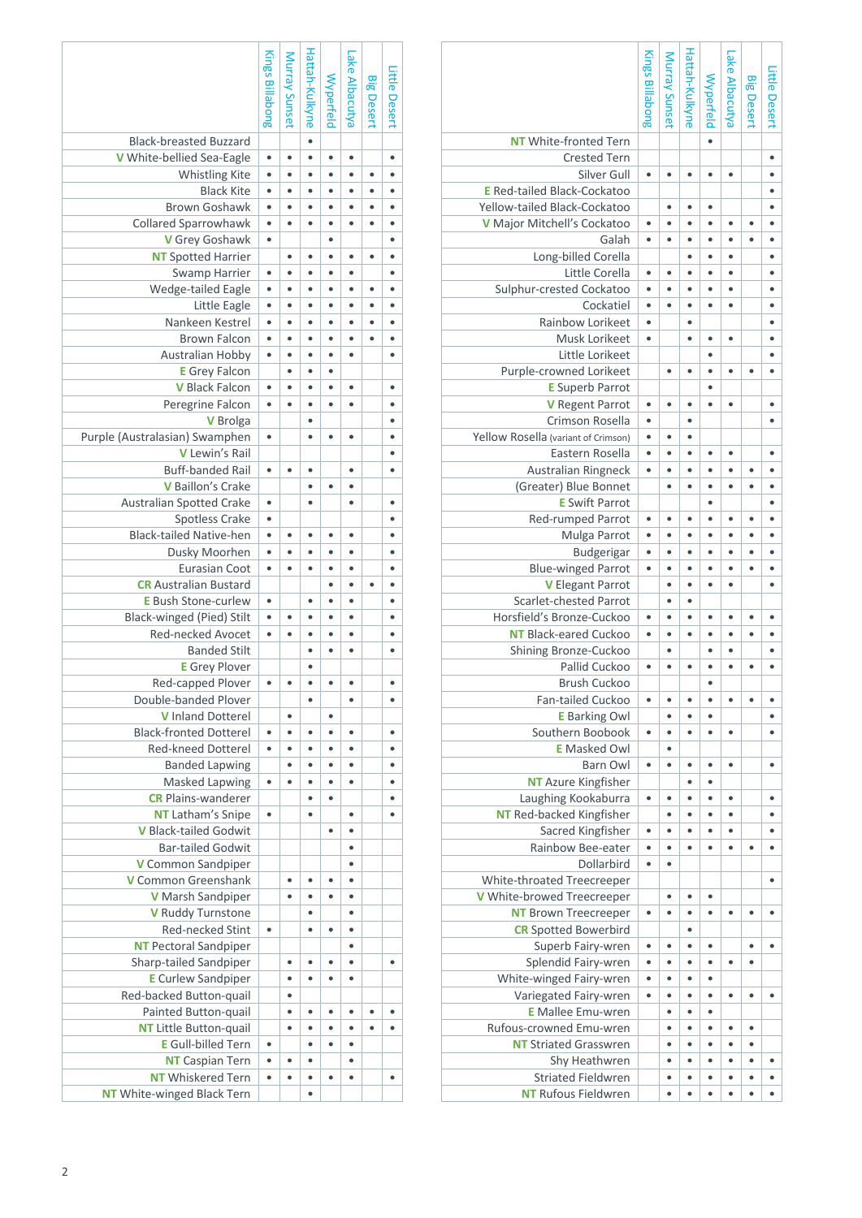| | Kings Billabong | Murray Sunset | Hattah-Kulkyne | Wyperfeld | Lake Albacutya | Big Desert | Little Desert |
|---|---|---|---|---|---|---|---|
| Black-breasted Buzzard | | | • | | | | |
| V White-bellied Sea-Eagle | • | • | • | • | • | | • |
| Whistling Kite | • | • | • | • | • | • | • |
| Black Kite | • | • | • | • | • | • | • |
| Brown Goshawk | • | • | • | • | • | • | • |
| Collared Sparrowhawk | • | • | • | • | • | • | • |
| V Grey Goshawk | • | | | • | | | • |
| NT Spotted Harrier | | • | • | • | • | • | • |
| Swamp Harrier | • | • | • | • | • | | • |
| Wedge-tailed Eagle | • | • | • | • | • | • | • |
| Little Eagle | • | • | • | • | • | • | • |
| Nankeen Kestrel | • | • | • | • | • | • | • |
| Brown Falcon | • | • | • | • | • | • | • |
| Australian Hobby | • | • | • | • | • | | • |
| E Grey Falcon | | • | • | • | | | |
| V Black Falcon | • | • | • | • | • | | • |
| Peregrine Falcon | • | • | • | • | • | | • |
| V Brolga | | | • | | | | • |
| Purple (Australasian) Swamphen | • | | • | • | • | | • |
| V Lewin's Rail | | | | | | | • |
| Buff-banded Rail | • | • | • | | • | | • |
| V Baillon's Crake | | | • | • | • | | |
| Australian Spotted Crake | • | | • | | • | | • |
| Spotless Crake | • | | | | | | • |
| Black-tailed Native-hen | • | • | • | • | • | | • |
| Dusky Moorhen | • | • | • | • | • | | • |
| Eurasian Coot | • | • | • | • | • | | • |
| CR Australian Bustard | | | | • | • | • | • |
| E Bush Stone-curlew | • | | • | • | • | | • |
| Black-winged (Pied) Stilt | • | • | • | • | • | | • |
| Red-necked Avocet | • | • | • | • | • | | • |
| Banded Stilt | | | • | • | • | | • |
| E Grey Plover | | | • | | | | |
| Red-capped Plover | • | • | • | • | • | | • |
| Double-banded Plover | | | • | | • | | • |
| V Inland Dotterel | | • | | • | | | |
| Black-fronted Dotterel | • | • | • | • | • | | • |
| Red-kneed Dotterel | • | • | • | • | • | | • |
| Banded Lapwing | | • | • | • | • | | • |
| Masked Lapwing | • | • | • | • | • | | • |
| CR Plains-wanderer | | | • | • | | | • |
| NT Latham's Snipe | • | | • | | • | | • |
| V Black-tailed Godwit | | | | • | • | | |
| Bar-tailed Godwit | | | | | • | | |
| V Common Sandpiper | | | | | • | | |
| V Common Greenshank | | • | • | • | • | | |
| V Marsh Sandpiper | | • | • | • | • | | |
| V Ruddy Turnstone | | | • | | • | | |
| Red-necked Stint | • | | • | • | • | | |
| NT Pectoral Sandpiper | | | | | • | | |
| Sharp-tailed Sandpiper | | • | • | • | • | | • |
| E Curlew Sandpiper | | • | • | • | • | | |
| Red-backed Button-quail | | • | | | | | |
| Painted Button-quail | | • | • | • | • | • | • |
| NT Little Button-quail | | • | • | • | • | • | • |
| E Gull-billed Tern | • | | • | • | • | | |
| NT Caspian Tern | • | • | • | | • | | |
| NT Whiskered Tern | • | • | • | • | • | | • |
| NT White-winged Black Tern | | | • | | | | |

| | Kings Billabong | Murray Sunset | Hattah-Kulkyne | Wyperfeld | Lake Albacutya | Big Desert | Little Desert |
|---|---|---|---|---|---|---|---|
| NT White-fronted Tern | | | | • | | | |
| Crested Tern | | | | | | | • |
| Silver Gull | • | • | • | • | • | | • |
| E Red-tailed Black-Cockatoo | | | | | | | • |
| Yellow-tailed Black-Cockatoo | | • | • | • | | | • |
| V Major Mitchell's Cockatoo | • | • | • | • | • | • | • |
| Galah | • | • | • | • | • | • | • |
| Long-billed Corella | | | • | • | • | | • |
| Little Corella | • | • | • | • | • | | • |
| Sulphur-crested Cockatoo | • | • | • | • | • | | • |
| Cockatiel | • | • | • | • | • | | • |
| Rainbow Lorikeet | • | | • | | | | • |
| Musk Lorikeet | • | | • | • | • | | • |
| Little Lorikeet | | | | • | | | • |
| Purple-crowned Lorikeet | | • | • | • | • | • | • |
| E Superb Parrot | | | | • | | | |
| V Regent Parrot | • | • | • | • | • | | • |
| Crimson Rosella | • | | • | | | | • |
| Yellow Rosella (variant of Crimson) | • | • | • | | | | |
| Eastern Rosella | • | • | • | • | • | | • |
| Australian Ringneck | • | • | • | • | • | • | • |
| (Greater) Blue Bonnet | | • | • | • | • | • | • |
| E Swift Parrot | | | | • | | | • |
| Red-rumped Parrot | • | • | • | • | • | • | • |
| Mulga Parrot | • | • | • | • | • | • | • |
| Budgerigar | • | • | • | • | • | • | • |
| Blue-winged Parrot | • | • | • | • | • | • | • |
| V Elegant Parrot | | • | • | • | • | | • |
| Scarlet-chested Parrot | | • | • | | | | |
| Horsfield's Bronze-Cuckoo | • | • | • | • | • | • | • |
| NT Black-eared Cuckoo | • | • | • | • | • | • | • |
| Shining Bronze-Cuckoo | | • | | • | • | | • |
| Pallid Cuckoo | • | • | • | • | • | • | • |
| Brush Cuckoo | | | | • | | | |
| Fan-tailed Cuckoo | • | • | • | • | • | • | • |
| E Barking Owl | | • | • | • | | | • |
| Southern Boobook | • | • | • | • | • | | • |
| E Masked Owl | | • | | | | | |
| Barn Owl | • | • | • | • | • | | • |
| NT Azure Kingfisher | | | • | • | | | |
| Laughing Kookaburra | • | • | • | • | • | | • |
| NT Red-backed Kingfisher | | • | • | • | • | | • |
| Sacred Kingfisher | • | • | • | • | • | | • |
| Rainbow Bee-eater | • | • | • | • | • | • | • |
| Dollarbird | • | • | | | | | |
| White-throated Treecreeper | | | | | | | • |
| V White-browed Treecreeper | | • | • | • | | | |
| NT Brown Treecreeper | • | • | • | • | • | • | • |
| CR Spotted Bowerbird | | | • | | | | |
| Superb Fairy-wren | • | • | • | • | | • | • |
| Splendid Fairy-wren | • | • | • | • | • | • | |
| White-winged Fairy-wren | • | • | • | • | | | |
| Variegated Fairy-wren | • | • | • | • | • | • | • |
| E Mallee Emu-wren | | • | • | • | | | |
| Rufous-crowned Emu-wren | | • | • | • | • | • | |
| NT Striated Grasswren | | • | • | • | • | • | |
| Shy Heathwren | | • | • | • | • | • | • |
| Striated Fieldwren | | • | • | • | • | • | • |
| NT Rufous Fieldwren | | • | • | • | • | • | • |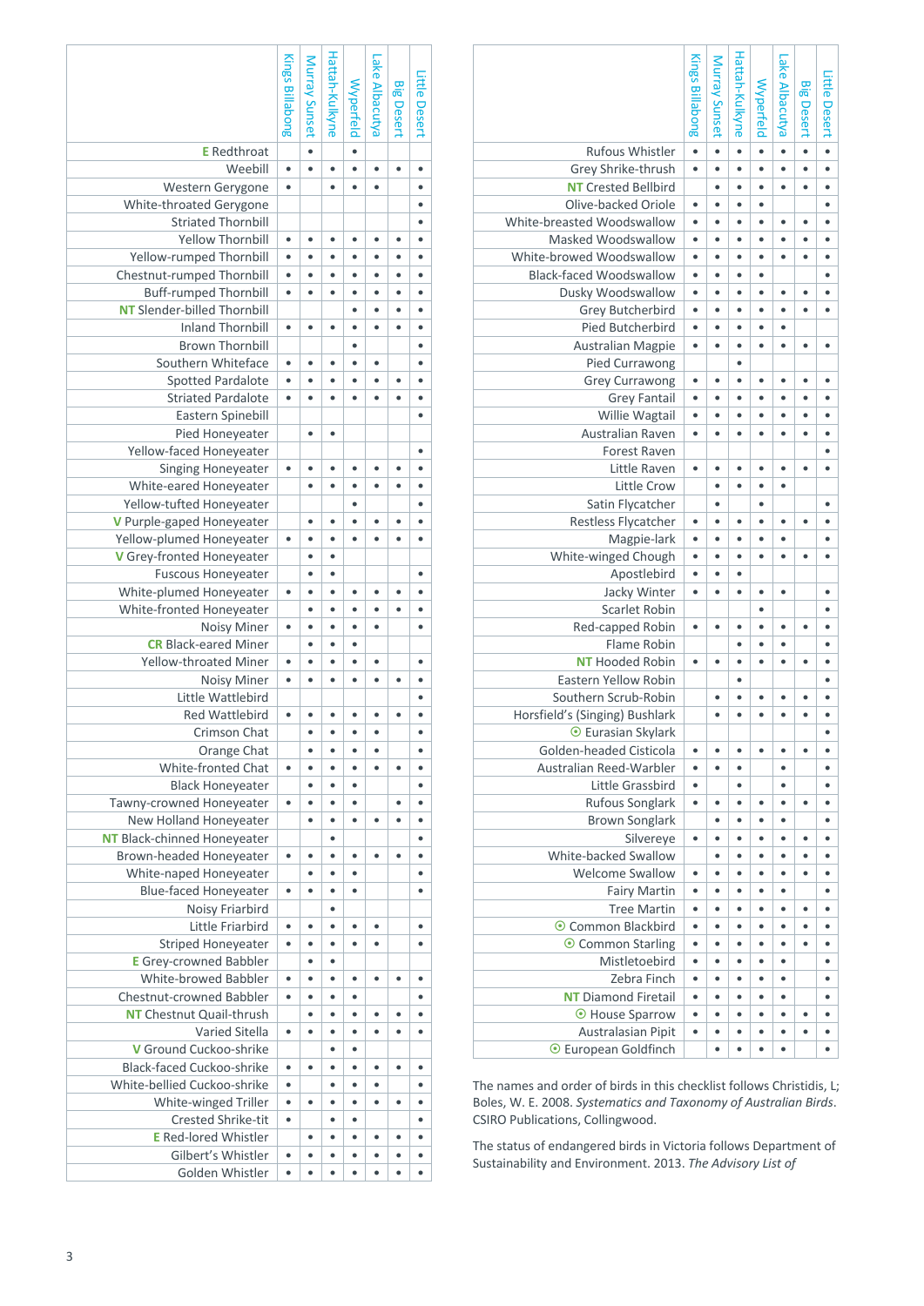| | Kings Billabong | Murray Sunset | Hattah-Kulkyne | Wyperfeld | Lake Albacutya | Big Desert | Little Desert |
|---|---|---|---|---|---|---|---|
| E Redthroat | | • | | • | | | |
| Weebill | • | • | • | • | • | • | • |
| Western Gerygone | • | | • | • | • | | • |
| White-throated Gerygone | | | | | | | • |
| Striated Thornbill | | | | | | | • |
| Yellow Thornbill | • | • | • | • | • | • | • |
| Yellow-rumped Thornbill | • | • | • | • | • | • | • |
| Chestnut-rumped Thornbill | • | • | • | • | • | • | • |
| Buff-rumped Thornbill | • | • | • | • | • | • | • |
| NT Slender-billed Thornbill | | | | • | • | • | • |
| Inland Thornbill | • | • | • | • | • | • | • |
| Brown Thornbill | | | | • | | | • |
| Southern Whiteface | • | • | • | • | • | | • |
| Spotted Pardalote | • | • | • | • | • | • | • |
| Striated Pardalote | • | • | • | • | • | • | • |
| Eastern Spinebill | | | | | | | • |
| Pied Honeyeater | | • | • | | | | |
| Yellow-faced Honeyeater | | | | | | | • |
| Singing Honeyeater | • | • | • | • | • | • | • |
| White-eared Honeyeater | | • | • | • | • | • | • |
| Yellow-tufted Honeyeater | | | | • | | | • |
| V Purple-gaped Honeyeater | | • | • | • | • | • | • |
| Yellow-plumed Honeyeater | • | • | • | • | • | • | • |
| V Grey-fronted Honeyeater | | • | • | | | | |
| Fuscous Honeyeater | | • | • | | | | • |
| White-plumed Honeyeater | • | • | • | • | • | • | • |
| White-fronted Honeyeater | | • | • | • | • | • | • |
| Noisy Miner | • | • | • | • | • | | • |
| CR Black-eared Miner | | • | • | • | | | |
| Yellow-throated Miner | • | • | • | • | • | | • |
| Noisy Miner | • | • | • | • | • | • | • |
| Little Wattlebird | | | | | | | • |
| Red Wattlebird | • | • | • | • | • | • | • |
| Crimson Chat | | • | • | • | • | | • |
| Orange Chat | | • | • | • | • | | • |
| White-fronted Chat | • | • | • | • | • | • | • |
| Black Honeyeater | | • | • | • | | | • |
| Tawny-crowned Honeyeater | • | • | • | • | | • | • |
| New Holland Honeyeater | | • | • | • | • | • | • |
| NT Black-chinned Honeyeater | | | • | | | | • |
| Brown-headed Honeyeater | • | • | • | • | • | • | • |
| White-naped Honeyeater | | • | • | • | | | • |
| Blue-faced Honeyeater | • | • | • | • | | | • |
| Noisy Friarbird | | | • | | | | |
| Little Friarbird | • | • | • | • | • | | • |
| Striped Honeyeater | • | • | • | • | • | | • |
| E Grey-crowned Babbler | | • | • | | | | |
| White-browed Babbler | • | • | • | • | • | • | • |
| Chestnut-crowned Babbler | • | • | • | • | | | • |
| NT Chestnut Quail-thrush | | • | • | • | • | • | • |
| Varied Sitella | • | • | • | • | • | • | • |
| V Ground Cuckoo-shrike | | | • | • | | | |
| Black-faced Cuckoo-shrike | • | • | • | • | • | • | • |
| White-bellied Cuckoo-shrike | • | | • | • | • | | • |
| White-winged Triller | • | • | • | • | • | • | • |
| Crested Shrike-tit | • | | • | • | | | • |
| E Red-lored Whistler | | • | • | • | • | • | • |
| Gilbert's Whistler | • | • | • | • | • | • | • |
| Golden Whistler | • | • | • | • | • | • | • |

| | Kings Billabong | Murray Sunset | Hattah-Kulkyne | Wyperfeld | Lake Albacutya | Big Desert | Little Desert |
|---|---|---|---|---|---|---|---|
| Rufous Whistler | • | • | • | • | • | • | • |
| Grey Shrike-thrush | • | • | • | • | • | • | • |
| NT Crested Bellbird | | • | • | • | • | • | • |
| Olive-backed Oriole | • | • | • | • | | | • |
| White-breasted Woodswallow | • | • | • | • | • | • | • |
| Masked Woodswallow | • | • | • | • | • | • | • |
| White-browed Woodswallow | • | • | • | • | • | • | • |
| Black-faced Woodswallow | • | • | • | • | | | • |
| Dusky Woodswallow | • | • | • | • | • | • | • |
| Grey Butcherbird | • | • | • | • | • | • | • |
| Pied Butcherbird | • | • | • | • | • | | |
| Australian Magpie | • | • | • | • | • | • | • |
| Pied Currawong | | | • | | | | |
| Grey Currawong | • | • | • | • | • | • | • |
| Grey Fantail | • | • | • | • | • | • | • |
| Willie Wagtail | • | • | • | • | • | • | • |
| Australian Raven | • | • | • | • | • | • | • |
| Forest Raven | | | | | | | • |
| Little Raven | • | • | • | • | • | • | • |
| Little Crow | | • | • | • | • | | |
| Satin Flycatcher | | • | | • | | | • |
| Restless Flycatcher | • | • | • | • | • | • | • |
| Magpie-lark | • | • | • | • | • | | • |
| White-winged Chough | • | • | • | • | • | • | • |
| Apostlebird | • | • | • | | | | |
| Jacky Winter | • | • | • | • | • | | • |
| Scarlet Robin | | | | • | | | • |
| Red-capped Robin | • | • | • | • | • | • | • |
| Flame Robin | | | • | • | • | | • |
| NT Hooded Robin | • | • | • | • | • | • | • |
| Eastern Yellow Robin | | | • | | | | • |
| Southern Scrub-Robin | | • | • | • | • | • | • |
| Horsfield's (Singing) Bushlark | | • | • | • | • | • | • |
| ⦿ Eurasian Skylark | | | | | | | • |
| Golden-headed Cisticola | • | • | • | • | • | • | • |
| Australian Reed-Warbler | • | • | • | | • | | • |
| Little Grassbird | • | | • | | • | | • |
| Rufous Songlark | • | • | • | • | • | • | • |
| Brown Songlark | | • | • | • | • | | • |
| Silvereye | • | • | • | • | • | • | • |
| White-backed Swallow | | • | • | • | • | • | • |
| Welcome Swallow | • | • | • | • | • | • | • |
| Fairy Martin | • | • | • | • | • | | • |
| Tree Martin | • | • | • | • | • | • | • |
| ⦿ Common Blackbird | • | • | • | • | • | • | • |
| ⦿ Common Starling | • | • | • | • | • | • | • |
| Mistletoebird | • | • | • | • | • | | • |
| Zebra Finch | • | • | • | • | • | | • |
| NT Diamond Firetail | • | • | • | • | • | | • |
| ⦿ House Sparrow | • | • | • | • | • | • | • |
| Australasian Pipit | • | • | • | • | • | • | • |
| ⦿ European Goldfinch | | • | • | • | • | | • |

The names and order of birds in this checklist follows Christidis, L; Boles, W. E. 2008. *Systematics and Taxonomy of Australian Birds*. CSIRO Publications, Collingwood.

The status of endangered birds in Victoria follows Department of Sustainability and Environment. 2013. *The Advisory List of*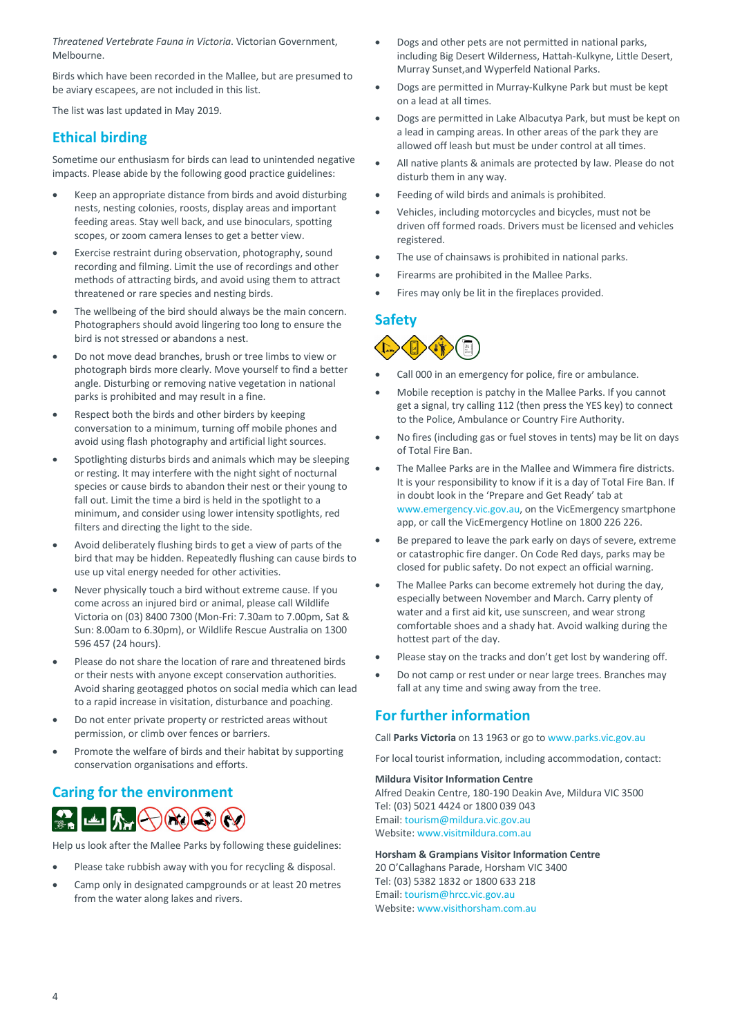*Threatened Vertebrate Fauna in Victoria*. Victorian Government, Melbourne.

Birds which have been recorded in the Mallee, but are presumed to be aviary escapees, are not included in this list.

The list was last updated in May 2019.

## Ethical birding

Sometime our enthusiasm for birds can lead to unintended negative impacts. Please abide by the following good practice guidelines:

- Keep an appropriate distance from birds and avoid disturbing nests, nesting colonies, roosts, display areas and important feeding areas. Stay well back, and use binoculars, spotting scopes, or zoom camera lenses to get a better view.
- Exercise restraint during observation, photography, sound recording and filming. Limit the use of recordings and other methods of attracting birds, and avoid using them to attract threatened or rare species and nesting birds.
- The wellbeing of the bird should always be the main concern. Photographers should avoid lingering too long to ensure the bird is not stressed or abandons a nest.
- Do not move dead branches, brush or tree limbs to view or photograph birds more clearly. Move yourself to find a better angle. Disturbing or removing native vegetation in national parks is prohibited and may result in a fine.
- Respect both the birds and other birders by keeping conversation to a minimum, turning off mobile phones and avoid using flash photography and artificial light sources.
- Spotlighting disturbs birds and animals which may be sleeping or resting. It may interfere with the night sight of nocturnal species or cause birds to abandon their nest or their young to fall out. Limit the time a bird is held in the spotlight to a minimum, and consider using lower intensity spotlights, red filters and directing the light to the side.
- Avoid deliberately flushing birds to get a view of parts of the bird that may be hidden. Repeatedly flushing can cause birds to use up vital energy needed for other activities.
- Never physically touch a bird without extreme cause. If you come across an injured bird or animal, please call Wildlife Victoria on (03) 8400 7300 (Mon-Fri: 7.30am to 7.00pm, Sat & Sun: 8.00am to 6.30pm), or Wildlife Rescue Australia on 1300 596 457 (24 hours).
- Please do not share the location of rare and threatened birds or their nests with anyone except conservation authorities. Avoid sharing geotagged photos on social media which can lead to a rapid increase in visitation, disturbance and poaching.
- Do not enter private property or restricted areas without permission, or climb over fences or barriers.
- Promote the welfare of birds and their habitat by supporting conservation organisations and efforts.

## Caring for the environment

Help us look after the Mallee Parks by following these guidelines:

- Please take rubbish away with you for recycling & disposal.
- Camp only in designated campgrounds or at least 20 metres from the water along lakes and rivers.
- Dogs and other pets are not permitted in national parks, including Big Desert Wilderness, Hattah-Kulkyne, Little Desert, Murray Sunset,and Wyperfeld National Parks.
- Dogs are permitted in Murray-Kulkyne Park but must be kept on a lead at all times.
- Dogs are permitted in Lake Albacutya Park, but must be kept on a lead in camping areas. In other areas of the park they are allowed off leash but must be under control at all times.
- All native plants & animals are protected by law. Please do not disturb them in any way.
- Feeding of wild birds and animals is prohibited.
- Vehicles, including motorcycles and bicycles, must not be driven off formed roads. Drivers must be licensed and vehicles registered.
- The use of chainsaws is prohibited in national parks.
- Firearms are prohibited in the Mallee Parks.
- Fires may only be lit in the fireplaces provided.

## Safety

- Call 000 in an emergency for police, fire or ambulance.
- Mobile reception is patchy in the Mallee Parks. If you cannot get a signal, try calling 112 (then press the YES key) to connect to the Police, Ambulance or Country Fire Authority.
- No fires (including gas or fuel stoves in tents) may be lit on days of Total Fire Ban.
- The Mallee Parks are in the Mallee and Wimmera fire districts. It is your responsibility to know if it is a day of Total Fire Ban. If in doubt look in the 'Prepare and Get Ready' tab at www.emergency.vic.gov.au, on the VicEmergency smartphone app, or call the VicEmergency Hotline on 1800 226 226.
- Be prepared to leave the park early on days of severe, extreme or catastrophic fire danger. On Code Red days, parks may be closed for public safety. Do not expect an official warning.
- The Mallee Parks can become extremely hot during the day, especially between November and March. Carry plenty of water and a first aid kit, use sunscreen, and wear strong comfortable shoes and a shady hat. Avoid walking during the hottest part of the day.
- Please stay on the tracks and don't get lost by wandering off.
- Do not camp or rest under or near large trees. Branches may fall at any time and swing away from the tree.

## For further information

Call **Parks Victoria** on 13 1963 or go to www.parks.vic.gov.au

For local tourist information, including accommodation, contact:

**Mildura Visitor Information Centre**
Alfred Deakin Centre, 180-190 Deakin Ave, Mildura VIC 3500
Tel: (03) 5021 4424 or 1800 039 043
Email: tourism@mildura.vic.gov.au
Website: www.visitmildura.com.au

**Horsham & Grampians Visitor Information Centre**
20 O'Callaghans Parade, Horsham VIC 3400
Tel: (03) 5382 1832 or 1800 633 218
Email: tourism@hrcc.vic.gov.au
Website: www.visithorsham.com.au